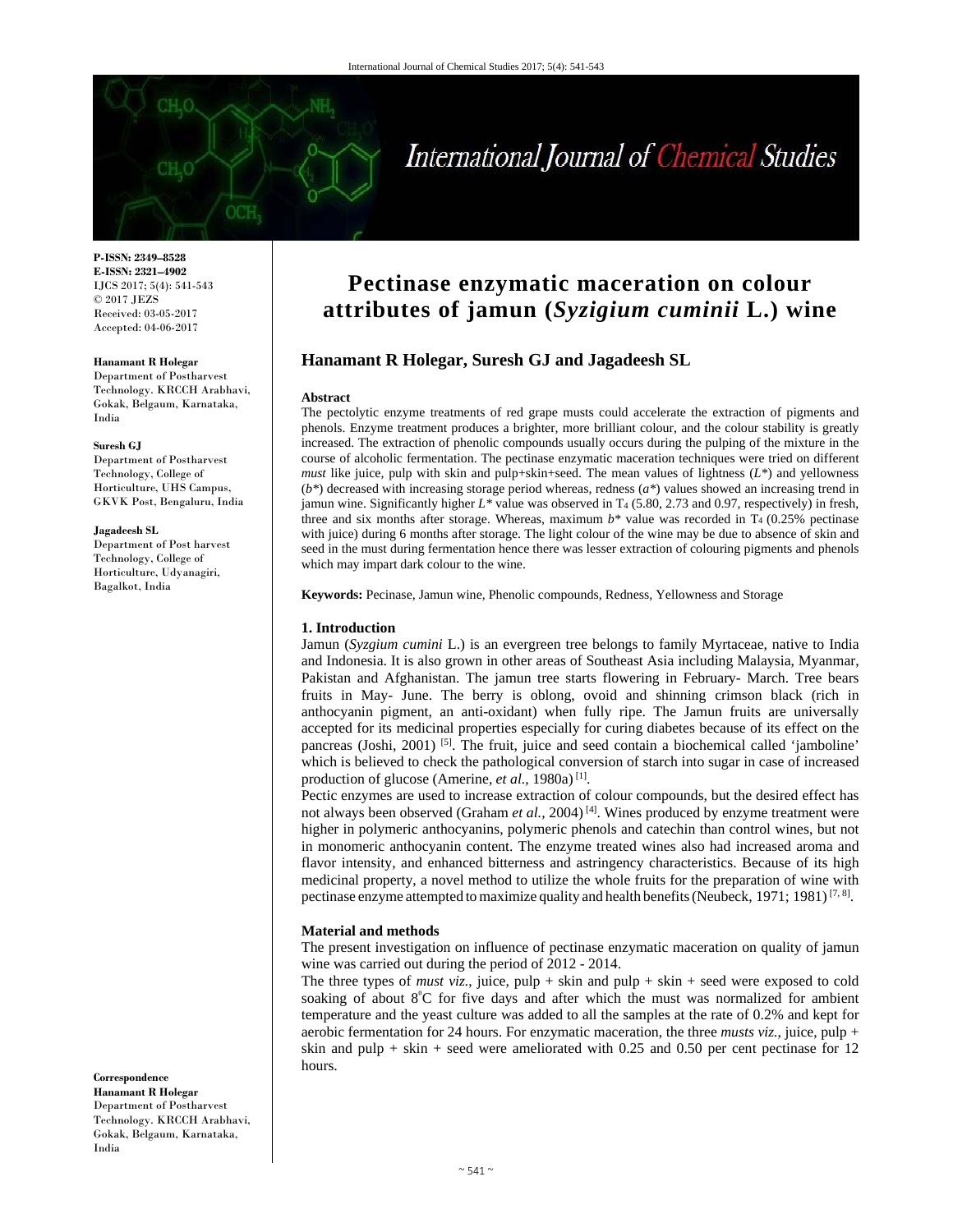# Pectinase enzymatic maceration on colour attributes of jamun (*Syzigium cuminii* L.) wine

**Hanamant R Holegar, Suresh GJ and Jagadeesh SL**

**P-ISSN: 2349–8528**
**E-ISSN: 2321–4902**
IJCS 2017; 5(4): 541-543
© 2017 JEZS
Received: 03-05-2017
Accepted: 04-06-2017

**Hanamant R Holegar**
Department of Postharvest Technology. KRCCH Arabhavi, Gokak, Belgaum, Karnataka, India

**Suresh GJ**
Department of Postharvest Technology, College of Horticulture, UHS Campus, GKVK Post, Bengaluru, India

**Jagadeesh SL**
Department of Post harvest Technology, College of Horticulture, Udyanagiri, Bagalkot, India

**Correspondence**
**Hanamant R Holegar**
Department of Postharvest Technology. KRCCH Arabhavi, Gokak, Belgaum, Karnataka, India

**Abstract**

The pectolytic enzyme treatments of red grape musts could accelerate the extraction of pigments and phenols. Enzyme treatment produces a brighter, more brilliant colour, and the colour stability is greatly increased. The extraction of phenolic compounds usually occurs during the pulping of the mixture in the course of alcoholic fermentation. The pectinase enzymatic maceration techniques were tried on different *must* like juice, pulp with skin and pulp+skin+seed. The mean values of lightness ($L^*$) and yellowness ($b^*$) decreased with increasing storage period whereas, redness ($a^*$) values showed an increasing trend in jamun wine. Significantly higher $L^*$ value was observed in $T_4$ (5.80, 2.73 and 0.97, respectively) in fresh, three and six months after storage. Whereas, maximum $b^*$ value was recorded in $T_4$ (0.25% pectinase with juice) during 6 months after storage. The light colour of the wine may be due to absence of skin and seed in the must during fermentation hence there was lesser extraction of colouring pigments and phenols which may impart dark colour to the wine.

**Keywords:** Pecinase, Jamun wine, Phenolic compounds, Redness, Yellowness and Storage

## 1. Introduction

Jamun (*Syzgium cumini* L.) is an evergreen tree belongs to family Myrtaceae, native to India and Indonesia. It is also grown in other areas of Southeast Asia including Malaysia, Myanmar, Pakistan and Afghanistan. The jamun tree starts flowering in February- March. Tree bears fruits in May- June. The berry is oblong, ovoid and shinning crimson black (rich in anthocyanin pigment, an anti-oxidant) when fully ripe. The Jamun fruits are universally accepted for its medicinal properties especially for curing diabetes because of its effect on the pancreas (Joshi, 2001) [5]. The fruit, juice and seed contain a biochemical called 'jamboline' which is believed to check the pathological conversion of starch into sugar in case of increased production of glucose (Amerine, *et al.*, 1980a) [1].

Pectic enzymes are used to increase extraction of colour compounds, but the desired effect has not always been observed (Graham *et al.*, 2004) [4]. Wines produced by enzyme treatment were higher in polymeric anthocyanins, polymeric phenols and catechin than control wines, but not in monomeric anthocyanin content. The enzyme treated wines also had increased aroma and flavor intensity, and enhanced bitterness and astringency characteristics. Because of its high medicinal property, a novel method to utilize the whole fruits for the preparation of wine with pectinase enzyme attempted to maximize quality and health benefits (Neubeck, 1971; 1981) [7, 8].

## Material and methods

The present investigation on influence of pectinase enzymatic maceration on quality of jamun wine was carried out during the period of 2012 - 2014.

The three types of *must viz.*, juice, pulp + skin and pulp + skin + seed were exposed to cold soaking of about $8^{o}$C for five days and after which the must was normalized for ambient temperature and the yeast culture was added to all the samples at the rate of 0.2% and kept for aerobic fermentation for 24 hours. For enzymatic maceration, the three *musts viz.*, juice, pulp + skin and pulp + skin + seed were ameliorated with 0.25 and 0.50 per cent pectinase for 12 hours.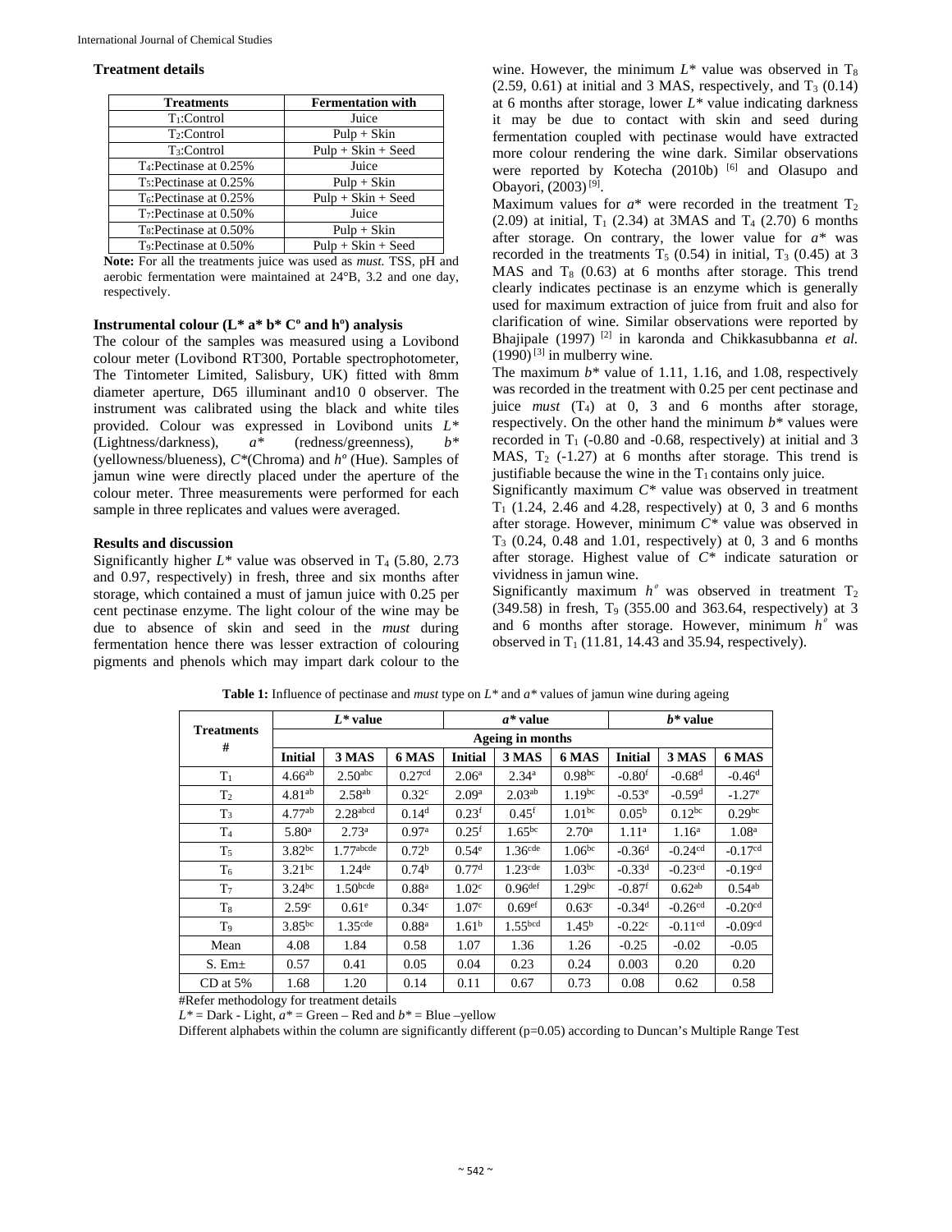### Treatment details

| Treatments | Fermentation with |
|---|---|
| $T_1$:Control | Juice |
| $T_2$:Control | Pulp + Skin |
| $T_3$:Control | Pulp + Skin + Seed |
| $T_4$:Pectinase at 0.25% | Juice |
| $T_5$:Pectinase at 0.25% | Pulp + Skin |
| $T_6$:Pectinase at 0.25% | Pulp + Skin + Seed |
| $T_7$:Pectinase at 0.50% | Juice |
| $T_8$:Pectinase at 0.50% | Pulp + Skin |
| $T_9$:Pectinase at 0.50% | Pulp + Skin + Seed |

**Note:** For all the treatments juice was used as *must.* TSS, pH and aerobic fermentation were maintained at 24°B, 3.2 and one day, respectively.

### Instrumental colour (L* a* b* C° and h°) analysis

The colour of the samples was measured using a Lovibond colour meter (Lovibond RT300, Portable spectrophotometer, The Tintometer Limited, Salisbury, UK) fitted with 8mm diameter aperture, D65 illuminant and10 0 observer. The instrument was calibrated using the black and white tiles provided. Colour was expressed in Lovibond units *L** (Lightness/darkness), *a** (redness/greenness), *b** (yellowness/blueness), *C**(Chroma) and *h°* (Hue). Samples of jamun wine were directly placed under the aperture of the colour meter. Three measurements were performed for each sample in three replicates and values were averaged.

### Results and discussion

Significantly higher *L** value was observed in $T_4$ (5.80, 2.73 and 0.97, respectively) in fresh, three and six months after storage, which contained a must of jamun juice with 0.25 per cent pectinase enzyme. The light colour of the wine may be due to absence of skin and seed in the *must* during fermentation hence there was lesser extraction of colouring pigments and phenols which may impart dark colour to the wine. However, the minimum *L** value was observed in $T_8$ (2.59, 0.61) at initial and 3 MAS, respectively, and $T_3$ (0.14) at 6 months after storage, lower *L** value indicating darkness it may be due to contact with skin and seed during fermentation coupled with pectinase would have extracted more colour rendering the wine dark. Similar observations were reported by Kotecha (2010b) [6] and Olasupo and Obayori, (2003) [9].

Maximum values for *a** were recorded in the treatment $T_2$ (2.09) at initial, $T_1$ (2.34) at 3MAS and $T_4$ (2.70) 6 months after storage. On contrary, the lower value for *a** was recorded in the treatments $T_5$ (0.54) in initial, $T_3$ (0.45) at 3 MAS and $T_8$ (0.63) at 6 months after storage. This trend clearly indicates pectinase is an enzyme which is generally used for maximum extraction of juice from fruit and also for clarification of wine. Similar observations were reported by Bhajipale (1997) [2] in karonda and Chikkasubbanna *et al.* (1990) [3] in mulberry wine.

The maximum *b** value of 1.11, 1.16, and 1.08, respectively was recorded in the treatment with 0.25 per cent pectinase and juice *must* ($T_4$) at 0, 3 and 6 months after storage, respectively. On the other hand the minimum *b** values were recorded in $T_1$ (-0.80 and -0.68, respectively) at initial and 3 MAS, $T_2$ (-1.27) at 6 months after storage. This trend is justifiable because the wine in the $T_1$ contains only juice.

Significantly maximum *C** value was observed in treatment $T_1$ (1.24, 2.46 and 4.28, respectively) at 0, 3 and 6 months after storage. However, minimum *C** value was observed in $T_3$ (0.24, 0.48 and 1.01, respectively) at 0, 3 and 6 months after storage. Highest value of *C** indicate saturation or vividness in jamun wine.

Significantly maximum *h°* was observed in treatment $T_2$ (349.58) in fresh, $T_9$ (355.00 and 363.64, respectively) at 3 and 6 months after storage. However, minimum *h°* was observed in $T_1$ (11.81, 14.43 and 35.94, respectively).

**Table 1:** Influence of pectinase and *must* type on *L** and *a** values of jamun wine during ageing

| Treatments # | *L** value | | | *a** value | | | *b** value | | |
|---|---|---|---|---|---|---|---|---|---|
| | Ageing in months | | | | | | | | |
| | Initial | 3 MAS | 6 MAS | Initial | 3 MAS | 6 MAS | Initial | 3 MAS | 6 MAS |
| $T_1$ | 4.66ab | 2.50abc | 0.27cd | 2.06a | 2.34a | 0.98bc | -0.80f | -0.68d | -0.46d |
| $T_2$ | 4.81ab | 2.58ab | 0.32c | 2.09a | 2.03ab | 1.19bc | -0.53e | -0.59d | -1.27e |
| $T_3$ | 4.77ab | 2.28abcd | 0.14d | 0.23f | 0.45f | 1.01bc | 0.05b | 0.12bc | 0.29bc |
| $T_4$ | 5.80a | 2.73a | 0.97a | 0.25f | 1.65bc | 2.70a | 1.11a | 1.16a | 1.08a |
| $T_5$ | 3.82bc | 1.77abcde | 0.72b | 0.54e | 1.36cde | 1.06bc | -0.36d | -0.24cd | -0.17cd |
| $T_6$ | 3.21bc | 1.24de | 0.74b | 0.77d | 1.23cde | 1.03bc | -0.33d | -0.23cd | -0.19cd |
| $T_7$ | 3.24bc | 1.50bcde | 0.88a | 1.02c | 0.96def | 1.29bc | -0.87f | 0.62ab | 0.54ab |
| $T_8$ | 2.59c | 0.61e | 0.34c | 1.07c | 0.69ef | 0.63c | -0.34d | -0.26cd | -0.20cd |
| $T_9$ | 3.85bc | 1.35cde | 0.88a | 1.61b | 1.55bcd | 1.45b | -0.22c | -0.11cd | -0.09cd |
| Mean | 4.08 | 1.84 | 0.58 | 1.07 | 1.36 | 1.26 | -0.25 | -0.02 | -0.05 |
| S. Em± | 0.57 | 0.41 | 0.05 | 0.04 | 0.23 | 0.24 | 0.003 | 0.20 | 0.20 |
| CD at 5% | 1.68 | 1.20 | 0.14 | 0.11 | 0.67 | 0.73 | 0.08 | 0.62 | 0.58 |

#Refer methodology for treatment details

*L** = Dark - Light, *a** = Green – Red and *b** = Blue –yellow

Different alphabets within the column are significantly different (p=0.05) according to Duncan's Multiple Range Test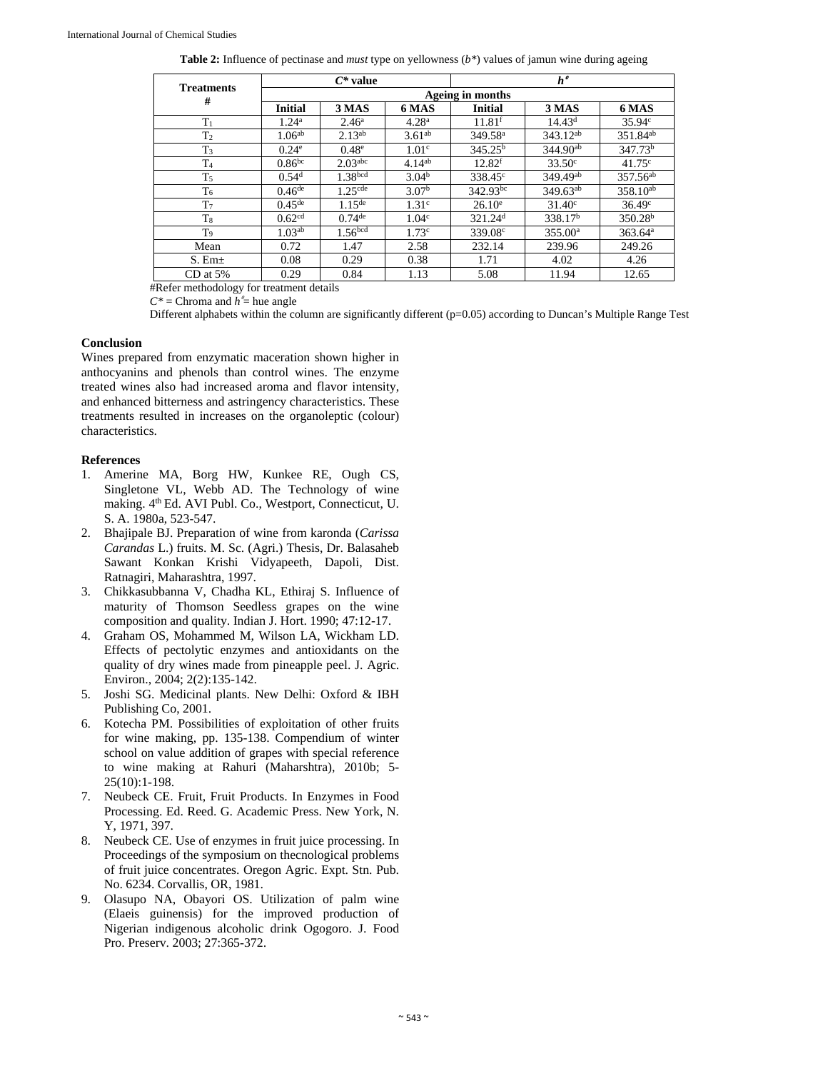**Table 2:** Influence of pectinase and *must* type on yellowness ($b^*$) values of jamun wine during ageing

| Treatments # | $C^*$ value | | | $h^o$ | | |
|---|---|---|---|---|---|---|
| | Ageing in months | | | | | |
| | Initial | 3 MAS | 6 MAS | Initial | 3 MAS | 6 MAS |
| $T_1$ | $1.24^{a}$ | $2.46^{a}$ | $4.28^{a}$ | $11.81^{f}$ | $14.43^{d}$ | $35.94^{c}$ |
| $T_2$ | $1.06^{ab}$ | $2.13^{ab}$ | $3.61^{ab}$ | $349.58^{a}$ | $343.12^{ab}$ | $351.84^{ab}$ |
| $T_3$ | $0.24^{e}$ | $0.48^{e}$ | $1.01^{c}$ | $345.25^{b}$ | $344.90^{ab}$ | $347.73^{b}$ |
| $T_4$ | $0.86^{bc}$ | $2.03^{abc}$ | $4.14^{ab}$ | $12.82^{f}$ | $33.50^{c}$ | $41.75^{c}$ |
| $T_5$ | $0.54^{d}$ | $1.38^{bcd}$ | $3.04^{b}$ | $338.45^{c}$ | $349.49^{ab}$ | $357.56^{ab}$ |
| $T_6$ | $0.46^{de}$ | $1.25^{cde}$ | $3.07^{b}$ | $342.93^{bc}$ | $349.63^{ab}$ | $358.10^{ab}$ |
| $T_7$ | $0.45^{de}$ | $1.15^{de}$ | $1.31^{c}$ | $26.10^{e}$ | $31.40^{c}$ | $36.49^{c}$ |
| $T_8$ | $0.62^{cd}$ | $0.74^{de}$ | $1.04^{c}$ | $321.24^{d}$ | $338.17^{b}$ | $350.28^{b}$ |
| $T_9$ | $1.03^{ab}$ | $1.56^{bcd}$ | $1.73^{c}$ | $339.08^{c}$ | $355.00^{a}$ | $363.64^{a}$ |
| Mean | 0.72 | 1.47 | 2.58 | 232.14 | 239.96 | 249.26 |
| S. Em± | 0.08 | 0.29 | 0.38 | 1.71 | 4.02 | 4.26 |
| CD at 5% | 0.29 | 0.84 | 1.13 | 5.08 | 11.94 | 12.65 |

#Refer methodology for treatment details

$C^*$ = Chroma and $h^o$= hue angle

Different alphabets within the column are significantly different (p=0.05) according to Duncan's Multiple Range Test

## Conclusion

Wines prepared from enzymatic maceration shown higher in anthocyanins and phenols than control wines. The enzyme treated wines also had increased aroma and flavor intensity, and enhanced bitterness and astringency characteristics. These treatments resulted in increases on the organoleptic (colour) characteristics.

## References

1. Amerine MA, Borg HW, Kunkee RE, Ough CS, Singletone VL, Webb AD. The Technology of wine making. 4th Ed. AVI Publ. Co., Westport, Connecticut, U. S. A. 1980a, 523-547.
2. Bhajipale BJ. Preparation of wine from karonda (*Carissa Carandas* L.) fruits. M. Sc. (Agri.) Thesis, Dr. Balasaheb Sawant Konkan Krishi Vidyapeeth, Dapoli, Dist. Ratnagiri, Maharashtra, 1997.
3. Chikkasubbanna V, Chadha KL, Ethiraj S. Influence of maturity of Thomson Seedless grapes on the wine composition and quality. Indian J. Hort. 1990; 47:12-17.
4. Graham OS, Mohammed M, Wilson LA, Wickham LD. Effects of pectolytic enzymes and antioxidants on the quality of dry wines made from pineapple peel. J. Agric. Environ., 2004; 2(2):135-142.
5. Joshi SG. Medicinal plants. New Delhi: Oxford & IBH Publishing Co, 2001.
6. Kotecha PM. Possibilities of exploitation of other fruits for wine making, pp. 135-138. Compendium of winter school on value addition of grapes with special reference to wine making at Rahuri (Maharshtra), 2010b; 5-25(10):1-198.
7. Neubeck CE. Fruit, Fruit Products. In Enzymes in Food Processing. Ed. Reed. G. Academic Press. New York, N. Y, 1971, 397.
8. Neubeck CE. Use of enzymes in fruit juice processing. In Proceedings of the symposium on thecnological problems of fruit juice concentrates. Oregon Agric. Expt. Stn. Pub. No. 6234. Corvallis, OR, 1981.
9. Olasupo NA, Obayori OS. Utilization of palm wine (Elaeis guinensis) for the improved production of Nigerian indigenous alcoholic drink Ogogoro. J. Food Pro. Preserv. 2003; 27:365-372.